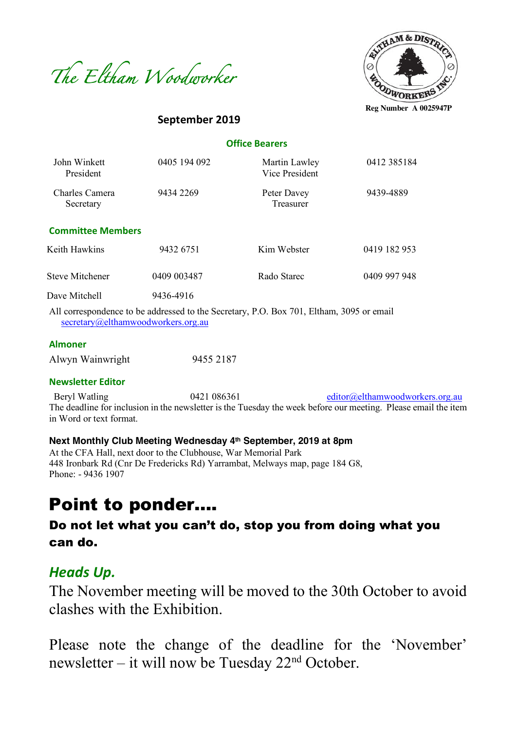# The Eltham Woodworker

Reg Number A 0025947P

**September 2019**

### Office Bearers

| | | | |
|---|---|---|---|
| John Winkett<br>President | 0405 194 092 | Martin Lawley<br>Vice President | 0412 385184 |
| Charles Camera<br>Secretary | 9434 2269 | Peter Davey<br>Treasurer | 9439-4889 |

### Committee Members

| | | | |
|---|---|---|---|
| Keith Hawkins | 9432 6751 | Kim Webster | 0419 182 953 |
| Steve Mitchener | 0409 003487 | Rado Starec | 0409 997 948 |
| Dave Mitchell | 9436-4916 | | |

All correspondence to be addressed to the Secretary, P.O. Box 701, Eltham, 3095 or email secretary@elthamwoodworkers.org.au

### Almoner

Alwyn Wainwright 9455 2187

### Newsletter Editor

Beryl Watling 0421 086361 editor@elthamwoodworkers.org.au

The deadline for inclusion in the newsletter is the Tuesday the week before our meeting. Please email the item in Word or text format.

**Next Monthly Club Meeting Wednesday 4th September, 2019 at 8pm**

At the CFA Hall, next door to the Clubhouse, War Memorial Park
448 Ironbark Rd (Cnr De Fredericks Rd) Yarrambat, Melways map, page 184 G8,
Phone: - 9436 1907

# Point to ponder….

**Do not let what you can't do, stop you from doing what you can do.**

## *Heads Up.*

The November meeting will be moved to the 30th October to avoid clashes with the Exhibition.

Please note the change of the deadline for the 'November' newsletter – it will now be Tuesday 22nd October.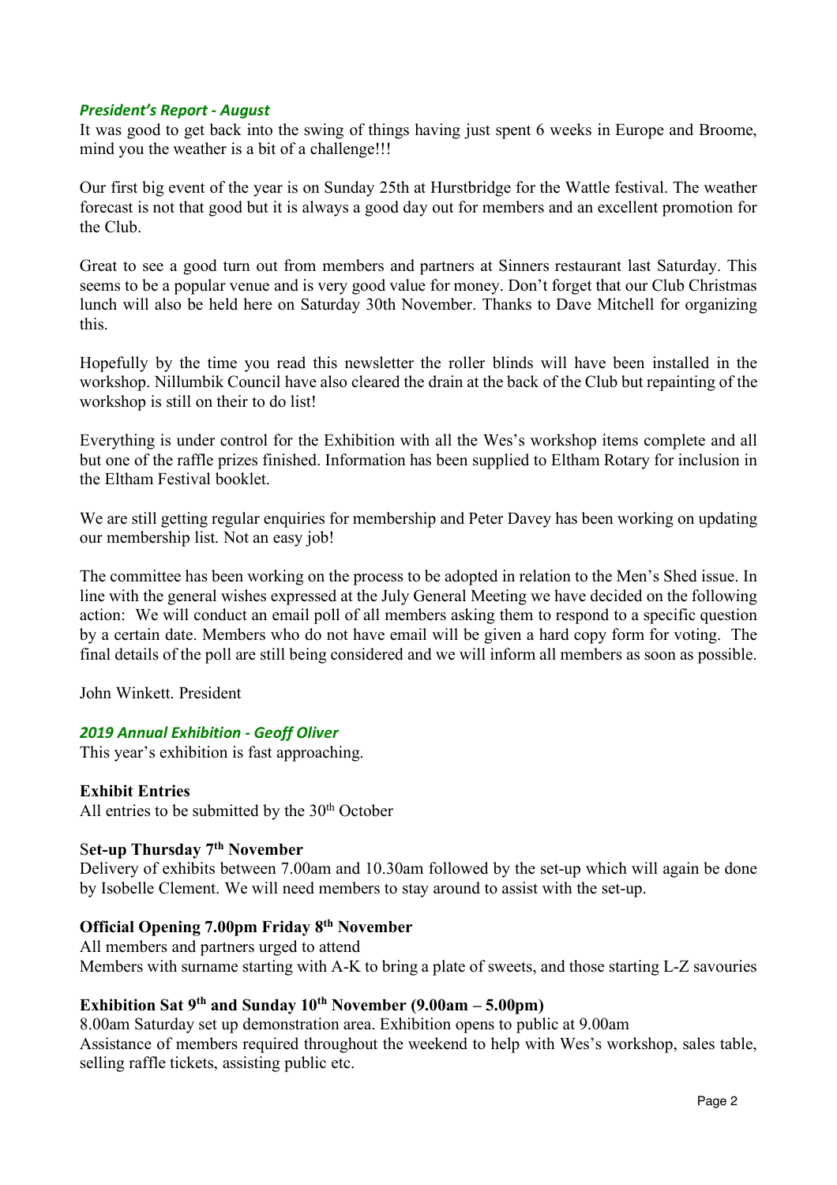### *President's Report - August*

It was good to get back into the swing of things having just spent 6 weeks in Europe and Broome, mind you the weather is a bit of a challenge!!!

Our first big event of the year is on Sunday 25th at Hurstbridge for the Wattle festival. The weather forecast is not that good but it is always a good day out for members and an excellent promotion for the Club.

Great to see a good turn out from members and partners at Sinners restaurant last Saturday. This seems to be a popular venue and is very good value for money. Don't forget that our Club Christmas lunch will also be held here on Saturday 30th November. Thanks to Dave Mitchell for organizing this.

Hopefully by the time you read this newsletter the roller blinds will have been installed in the workshop. Nillumbik Council have also cleared the drain at the back of the Club but repainting of the workshop is still on their to do list!

Everything is under control for the Exhibition with all the Wes's workshop items complete and all but one of the raffle prizes finished. Information has been supplied to Eltham Rotary for inclusion in the Eltham Festival booklet.

We are still getting regular enquiries for membership and Peter Davey has been working on updating our membership list. Not an easy job!

The committee has been working on the process to be adopted in relation to the Men's Shed issue. In line with the general wishes expressed at the July General Meeting we have decided on the following action: We will conduct an email poll of all members asking them to respond to a specific question by a certain date. Members who do not have email will be given a hard copy form for voting. The final details of the poll are still being considered and we will inform all members as soon as possible.

John Winkett. President

### *2019 Annual Exhibition - Geoff Oliver*

This year's exhibition is fast approaching.

**Exhibit Entries**

All entries to be submitted by the 30th October

**Set-up Thursday 7th November**

Delivery of exhibits between 7.00am and 10.30am followed by the set-up which will again be done by Isobelle Clement. We will need members to stay around to assist with the set-up.

**Official Opening 7.00pm Friday 8th November**

All members and partners urged to attend

Members with surname starting with A-K to bring a plate of sweets, and those starting L-Z savouries

**Exhibition Sat 9th and Sunday 10th November (9.00am – 5.00pm)**

8.00am Saturday set up demonstration area. Exhibition opens to public at 9.00am

Assistance of members required throughout the weekend to help with Wes's workshop, sales table, selling raffle tickets, assisting public etc.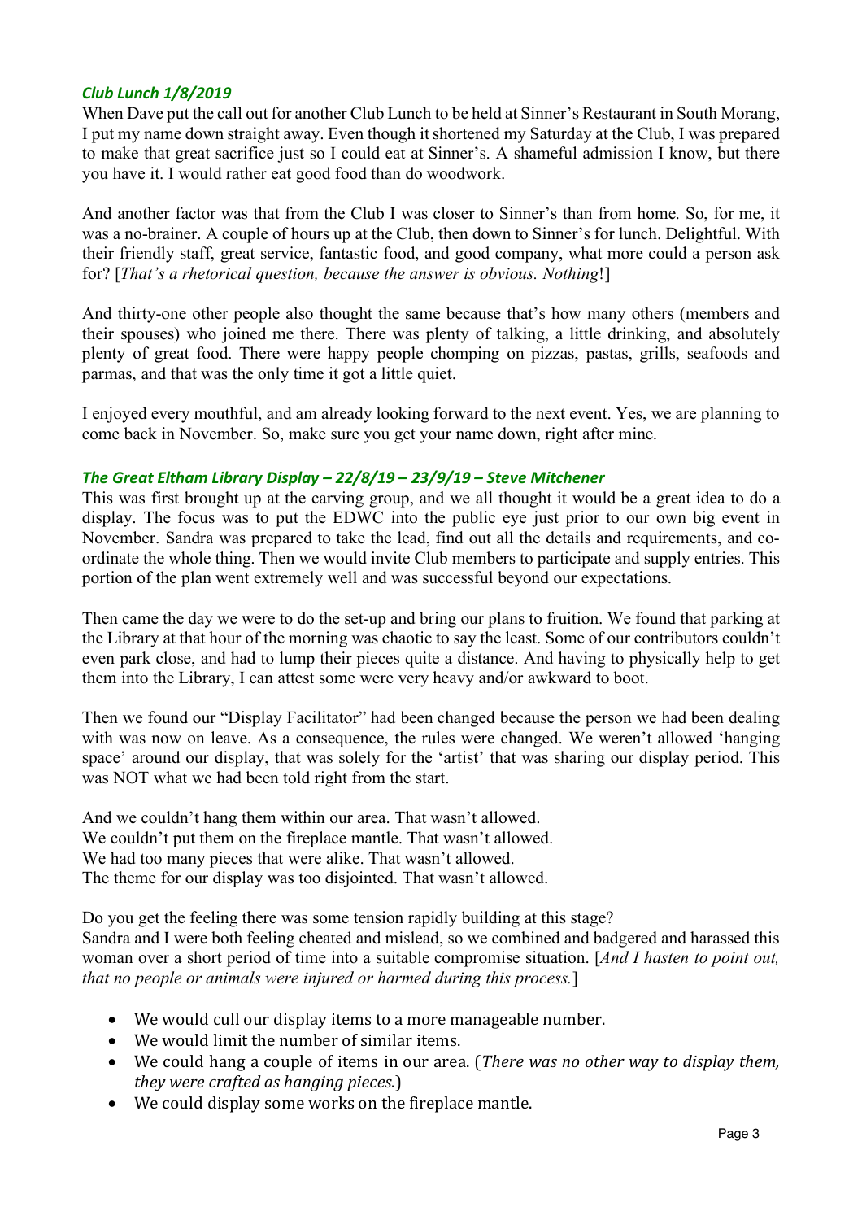### *Club Lunch 1/8/2019*

When Dave put the call out for another Club Lunch to be held at Sinner's Restaurant in South Morang, I put my name down straight away. Even though it shortened my Saturday at the Club, I was prepared to make that great sacrifice just so I could eat at Sinner's. A shameful admission I know, but there you have it. I would rather eat good food than do woodwork.

And another factor was that from the Club I was closer to Sinner's than from home. So, for me, it was a no-brainer. A couple of hours up at the Club, then down to Sinner's for lunch. Delightful. With their friendly staff, great service, fantastic food, and good company, what more could a person ask for? [*That's a rhetorical question, because the answer is obvious. Nothing*!]

And thirty-one other people also thought the same because that's how many others (members and their spouses) who joined me there. There was plenty of talking, a little drinking, and absolutely plenty of great food. There were happy people chomping on pizzas, pastas, grills, seafoods and parmas, and that was the only time it got a little quiet.

I enjoyed every mouthful, and am already looking forward to the next event. Yes, we are planning to come back in November. So, make sure you get your name down, right after mine.

### *The Great Eltham Library Display – 22/8/19 – 23/9/19 – Steve Mitchener*

This was first brought up at the carving group, and we all thought it would be a great idea to do a display. The focus was to put the EDWC into the public eye just prior to our own big event in November. Sandra was prepared to take the lead, find out all the details and requirements, and co-ordinate the whole thing. Then we would invite Club members to participate and supply entries. This portion of the plan went extremely well and was successful beyond our expectations.

Then came the day we were to do the set-up and bring our plans to fruition. We found that parking at the Library at that hour of the morning was chaotic to say the least. Some of our contributors couldn't even park close, and had to lump their pieces quite a distance. And having to physically help to get them into the Library, I can attest some were very heavy and/or awkward to boot.

Then we found our "Display Facilitator" had been changed because the person we had been dealing with was now on leave. As a consequence, the rules were changed. We weren't allowed 'hanging space' around our display, that was solely for the 'artist' that was sharing our display period. This was NOT what we had been told right from the start.

And we couldn't hang them within our area. That wasn't allowed.
We couldn't put them on the fireplace mantle. That wasn't allowed.
We had too many pieces that were alike. That wasn't allowed.
The theme for our display was too disjointed. That wasn't allowed.

Do you get the feeling there was some tension rapidly building at this stage?
Sandra and I were both feeling cheated and mislead, so we combined and badgered and harassed this woman over a short period of time into a suitable compromise situation. [*And I hasten to point out, that no people or animals were injured or harmed during this process.*]

- We would cull our display items to a more manageable number.
- We would limit the number of similar items.
- We could hang a couple of items in our area. (*There was no other way to display them, they were crafted as hanging pieces.*)
- We could display some works on the fireplace mantle.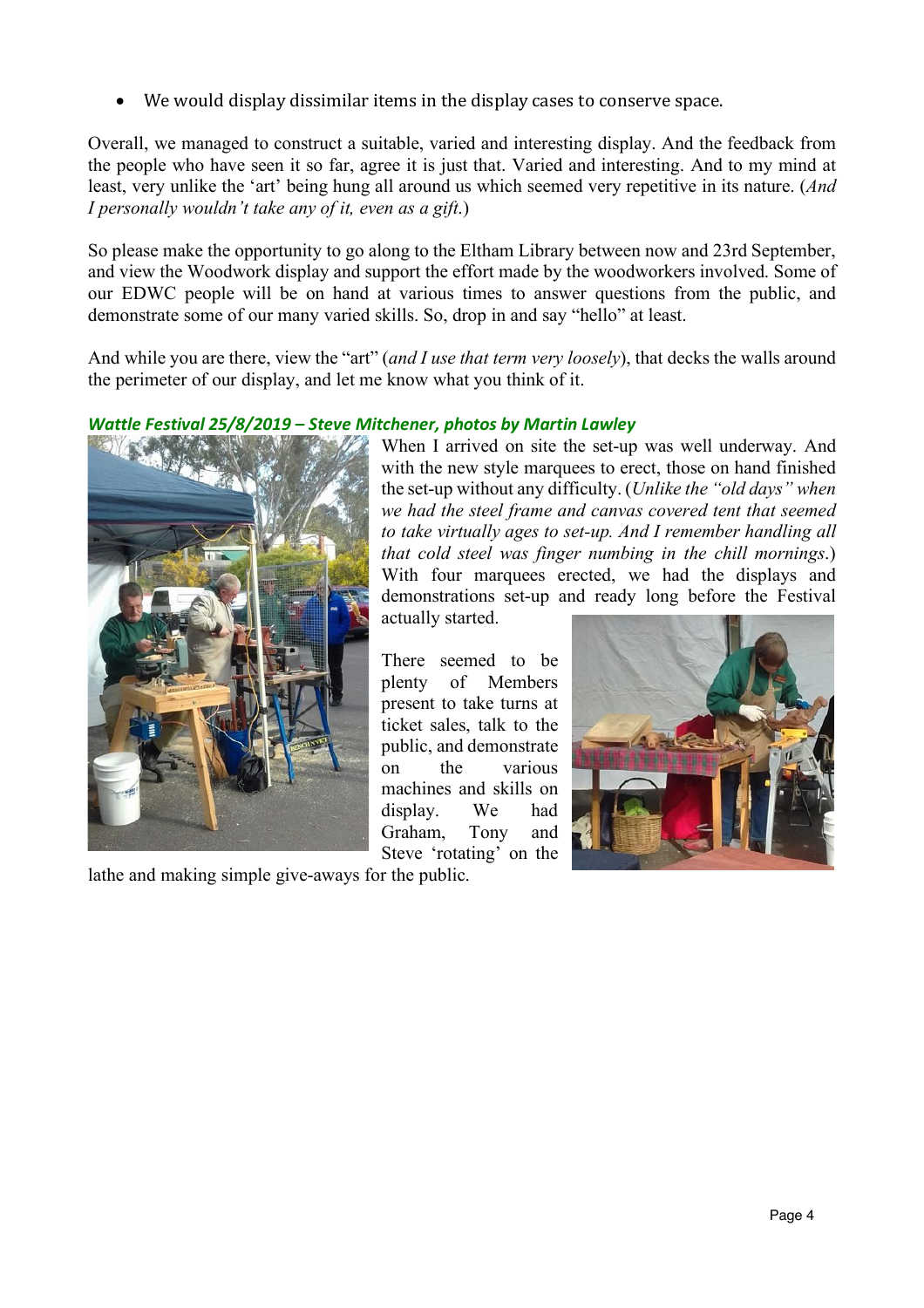- We would display dissimilar items in the display cases to conserve space.

Overall, we managed to construct a suitable, varied and interesting display. And the feedback from the people who have seen it so far, agree it is just that. Varied and interesting. And to my mind at least, very unlike the 'art' being hung all around us which seemed very repetitive in its nature. (*And I personally wouldn't take any of it, even as a gift.*)

So please make the opportunity to go along to the Eltham Library between now and 23rd September, and view the Woodwork display and support the effort made by the woodworkers involved. Some of our EDWC people will be on hand at various times to answer questions from the public, and demonstrate some of our many varied skills. So, drop in and say "hello" at least.

And while you are there, view the "art" (*and I use that term very loosely*), that decks the walls around the perimeter of our display, and let me know what you think of it.

### *Wattle Festival 25/8/2019 – Steve Mitchener, photos by Martin Lawley*

When I arrived on site the set-up was well underway. And with the new style marquees to erect, those on hand finished the set-up without any difficulty. (*Unlike the "old days" when we had the steel frame and canvas covered tent that seemed to take virtually ages to set-up. And I remember handling all that cold steel was finger numbing in the chill mornings.*) With four marquees erected, we had the displays and demonstrations set-up and ready long before the Festival actually started.

There seemed to be plenty of Members present to take turns at ticket sales, talk to the public, and demonstrate on the various machines and skills on display. We had Graham, Tony and Steve 'rotating' on the lathe and making simple give-aways for the public.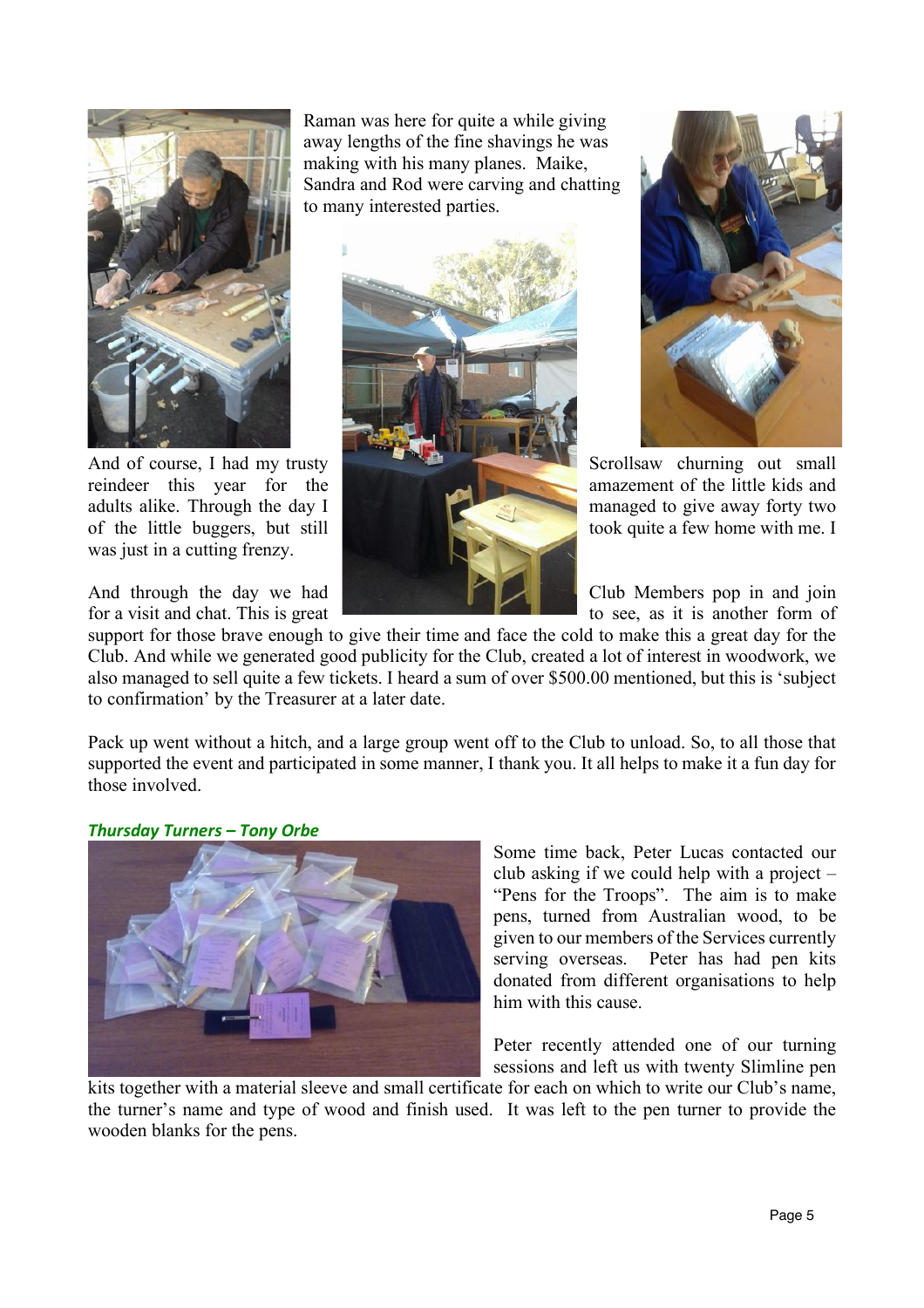Raman was here for quite a while giving away lengths of the fine shavings he was making with his many planes. Maike, Sandra and Rod were carving and chatting to many interested parties.

And of course, I had my trusty Scrollsaw churning out small reindeer this year for the amazement of the little kids and adults alike. Through the day I managed to give away forty two of the little buggers, but still took quite a few home with me. I was just in a cutting frenzy.

And through the day we had Club Members pop in and join for a visit and chat. This is great to see, as it is another form of support for those brave enough to give their time and face the cold to make this a great day for the Club. And while we generated good publicity for the Club, created a lot of interest in woodwork, we also managed to sell quite a few tickets. I heard a sum of over $500.00 mentioned, but this is 'subject to confirmation' by the Treasurer at a later date.

Pack up went without a hitch, and a large group went off to the Club to unload. So, to all those that supported the event and participated in some manner, I thank you. It all helps to make it a fun day for those involved.

***Thursday Turners – Tony Orbe***

Some time back, Peter Lucas contacted our club asking if we could help with a project – "Pens for the Troops". The aim is to make pens, turned from Australian wood, to be given to our members of the Services currently serving overseas. Peter has had pen kits donated from different organisations to help him with this cause.

Peter recently attended one of our turning sessions and left us with twenty Slimline pen kits together with a material sleeve and small certificate for each on which to write our Club's name, the turner's name and type of wood and finish used. It was left to the pen turner to provide the wooden blanks for the pens.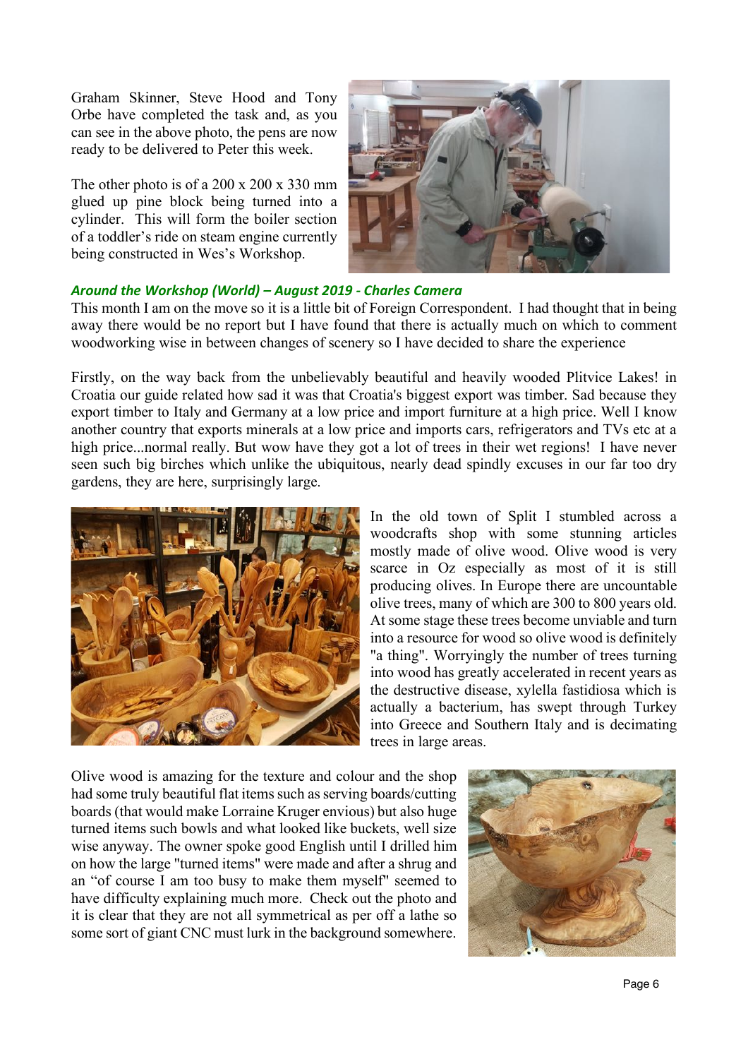Graham Skinner, Steve Hood and Tony Orbe have completed the task and, as you can see in the above photo, the pens are now ready to be delivered to Peter this week.

The other photo is of a 200 x 200 x 330 mm glued up pine block being turned into a cylinder. This will form the boiler section of a toddler's ride on steam engine currently being constructed in Wes's Workshop.

### *Around the Workshop (World) – August 2019 - Charles Camera*

This month I am on the move so it is a little bit of Foreign Correspondent. I had thought that in being away there would be no report but I have found that there is actually much on which to comment woodworking wise in between changes of scenery so I have decided to share the experience

Firstly, on the way back from the unbelievably beautiful and heavily wooded Plitvice Lakes! in Croatia our guide related how sad it was that Croatia's biggest export was timber. Sad because they export timber to Italy and Germany at a low price and import furniture at a high price. Well I know another country that exports minerals at a low price and imports cars, refrigerators and TVs etc at a high price...normal really. But wow have they got a lot of trees in their wet regions! I have never seen such big birches which unlike the ubiquitous, nearly dead spindly excuses in our far too dry gardens, they are here, surprisingly large.

In the old town of Split I stumbled across a woodcrafts shop with some stunning articles mostly made of olive wood. Olive wood is very scarce in Oz especially as most of it is still producing olives. In Europe there are uncountable olive trees, many of which are 300 to 800 years old. At some stage these trees become unviable and turn into a resource for wood so olive wood is definitely "a thing". Worryingly the number of trees turning into wood has greatly accelerated in recent years as the destructive disease, xylella fastidiosa which is actually a bacterium, has swept through Turkey into Greece and Southern Italy and is decimating trees in large areas.

Olive wood is amazing for the texture and colour and the shop had some truly beautiful flat items such as serving boards/cutting boards (that would make Lorraine Kruger envious) but also huge turned items such bowls and what looked like buckets, well size wise anyway. The owner spoke good English until I drilled him on how the large "turned items" were made and after a shrug and an "of course I am too busy to make them myself" seemed to have difficulty explaining much more. Check out the photo and it is clear that they are not all symmetrical as per off a lathe so some sort of giant CNC must lurk in the background somewhere.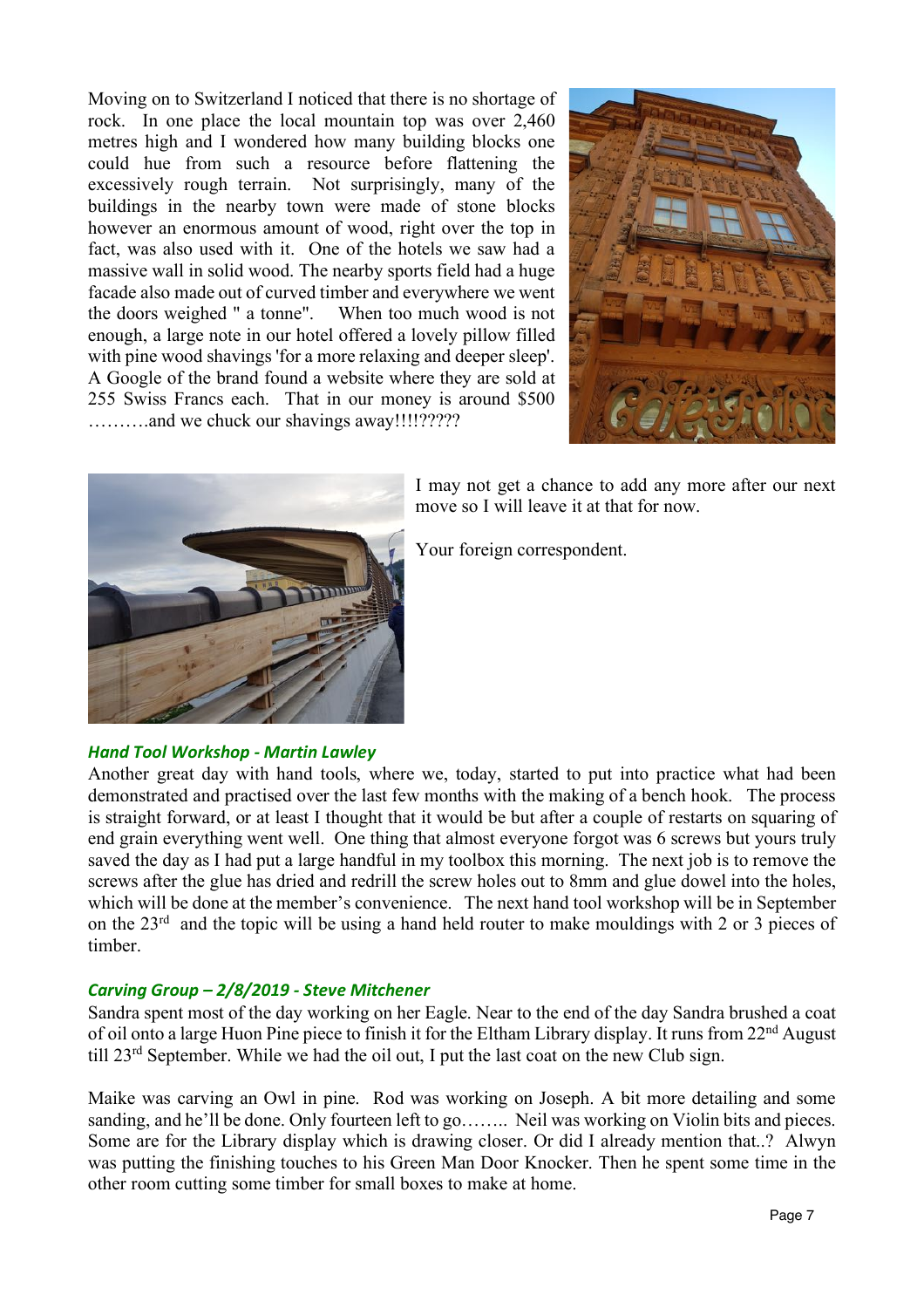Moving on to Switzerland I noticed that there is no shortage of rock. In one place the local mountain top was over 2,460 metres high and I wondered how many building blocks one could hue from such a resource before flattening the excessively rough terrain. Not surprisingly, many of the buildings in the nearby town were made of stone blocks however an enormous amount of wood, right over the top in fact, was also used with it. One of the hotels we saw had a massive wall in solid wood. The nearby sports field had a huge facade also made out of curved timber and everywhere we went the doors weighed " a tonne". When too much wood is not enough, a large note in our hotel offered a lovely pillow filled with pine wood shavings 'for a more relaxing and deeper sleep'. A Google of the brand found a website where they are sold at 255 Swiss Francs each. That in our money is around $500 ……….and we chuck our shavings away!!!!?????

I may not get a chance to add any more after our next move so I will leave it at that for now.

Your foreign correspondent.

### *Hand Tool Workshop - Martin Lawley*

Another great day with hand tools, where we, today, started to put into practice what had been demonstrated and practised over the last few months with the making of a bench hook. The process is straight forward, or at least I thought that it would be but after a couple of restarts on squaring of end grain everything went well. One thing that almost everyone forgot was 6 screws but yours truly saved the day as I had put a large handful in my toolbox this morning. The next job is to remove the screws after the glue has dried and redrill the screw holes out to 8mm and glue dowel into the holes, which will be done at the member's convenience. The next hand tool workshop will be in September on the 23rd and the topic will be using a hand held router to make mouldings with 2 or 3 pieces of timber.

### *Carving Group – 2/8/2019 - Steve Mitchener*

Sandra spent most of the day working on her Eagle. Near to the end of the day Sandra brushed a coat of oil onto a large Huon Pine piece to finish it for the Eltham Library display. It runs from 22nd August till 23rd September. While we had the oil out, I put the last coat on the new Club sign.

Maike was carving an Owl in pine. Rod was working on Joseph. A bit more detailing and some sanding, and he'll be done. Only fourteen left to go…….. Neil was working on Violin bits and pieces. Some are for the Library display which is drawing closer. Or did I already mention that..? Alwyn was putting the finishing touches to his Green Man Door Knocker. Then he spent some time in the other room cutting some timber for small boxes to make at home.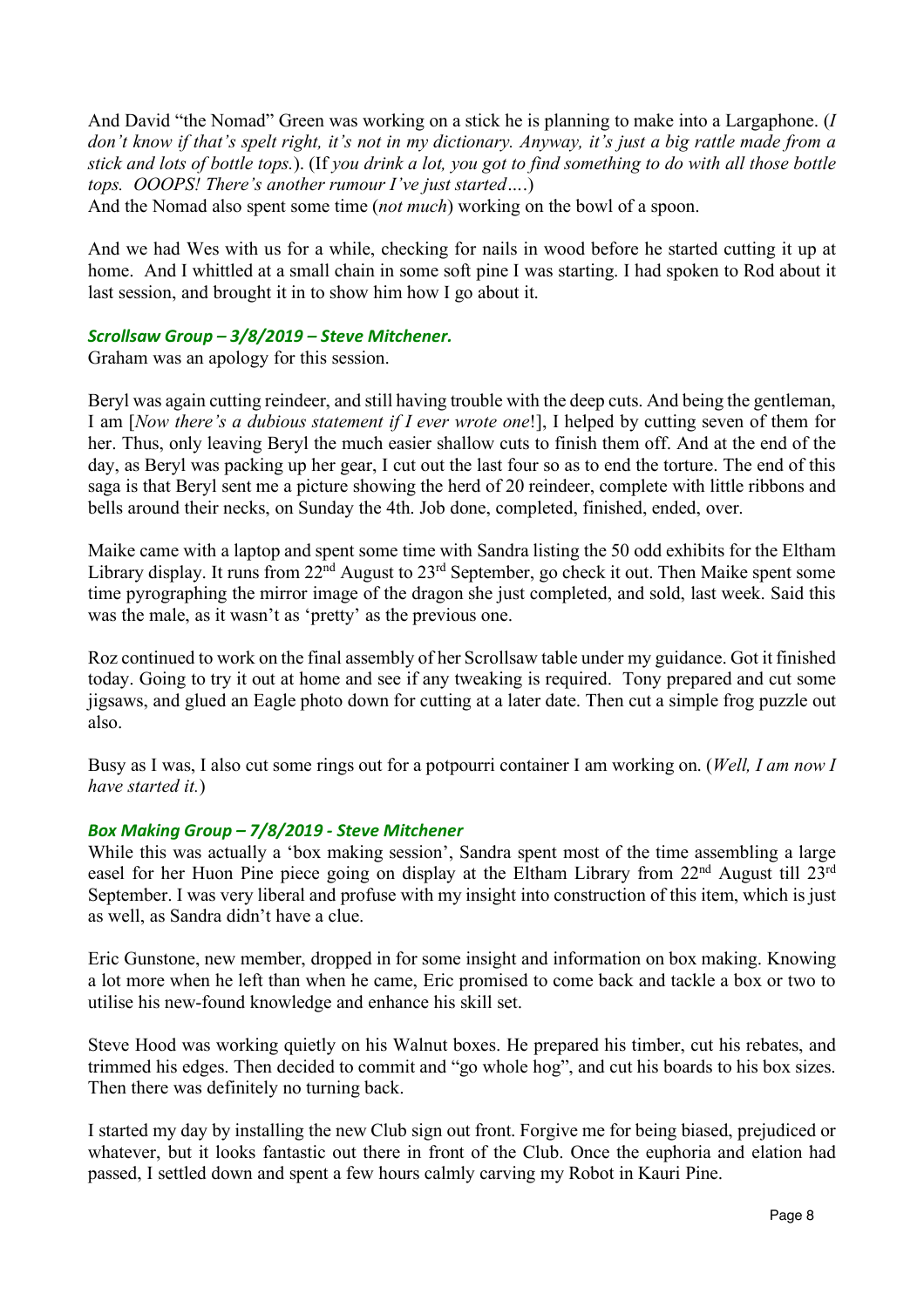And David "the Nomad" Green was working on a stick he is planning to make into a Largaphone. (*I don't know if that's spelt right, it's not in my dictionary. Anyway, it's just a big rattle made from a stick and lots of bottle tops.*). (If *you drink a lot, you got to find something to do with all those bottle tops. OOOPS! There's another rumour I've just started….*)
And the Nomad also spent some time (*not much*) working on the bowl of a spoon.

And we had Wes with us for a while, checking for nails in wood before he started cutting it up at home. And I whittled at a small chain in some soft pine I was starting. I had spoken to Rod about it last session, and brought it in to show him how I go about it.

### *Scrollsaw Group – 3/8/2019 – Steve Mitchener.*

Graham was an apology for this session.

Beryl was again cutting reindeer, and still having trouble with the deep cuts. And being the gentleman, I am [*Now there's a dubious statement if I ever wrote one*!], I helped by cutting seven of them for her. Thus, only leaving Beryl the much easier shallow cuts to finish them off. And at the end of the day, as Beryl was packing up her gear, I cut out the last four so as to end the torture. The end of this saga is that Beryl sent me a picture showing the herd of 20 reindeer, complete with little ribbons and bells around their necks, on Sunday the 4th. Job done, completed, finished, ended, over.

Maike came with a laptop and spent some time with Sandra listing the 50 odd exhibits for the Eltham Library display. It runs from 22nd August to 23rd September, go check it out. Then Maike spent some time pyrographing the mirror image of the dragon she just completed, and sold, last week. Said this was the male, as it wasn't as 'pretty' as the previous one.

Roz continued to work on the final assembly of her Scrollsaw table under my guidance. Got it finished today. Going to try it out at home and see if any tweaking is required. Tony prepared and cut some jigsaws, and glued an Eagle photo down for cutting at a later date. Then cut a simple frog puzzle out also.

Busy as I was, I also cut some rings out for a potpourri container I am working on. (*Well, I am now I have started it.*)

### *Box Making Group – 7/8/2019 - Steve Mitchener*

While this was actually a 'box making session', Sandra spent most of the time assembling a large easel for her Huon Pine piece going on display at the Eltham Library from 22nd August till 23rd September. I was very liberal and profuse with my insight into construction of this item, which is just as well, as Sandra didn't have a clue.

Eric Gunstone, new member, dropped in for some insight and information on box making. Knowing a lot more when he left than when he came, Eric promised to come back and tackle a box or two to utilise his new-found knowledge and enhance his skill set.

Steve Hood was working quietly on his Walnut boxes. He prepared his timber, cut his rebates, and trimmed his edges. Then decided to commit and "go whole hog", and cut his boards to his box sizes. Then there was definitely no turning back.

I started my day by installing the new Club sign out front. Forgive me for being biased, prejudiced or whatever, but it looks fantastic out there in front of the Club. Once the euphoria and elation had passed, I settled down and spent a few hours calmly carving my Robot in Kauri Pine.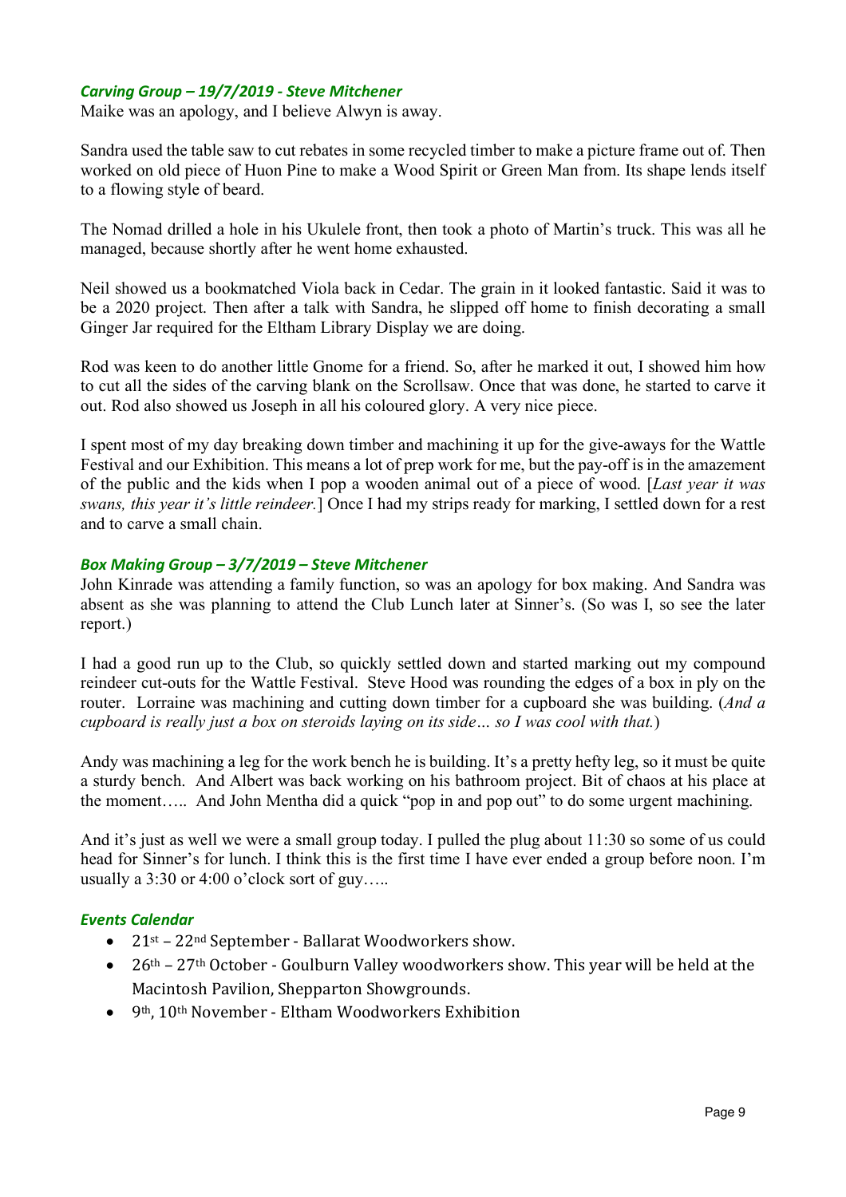### *Carving Group – 19/7/2019 - Steve Mitchener*

Maike was an apology, and I believe Alwyn is away.

Sandra used the table saw to cut rebates in some recycled timber to make a picture frame out of. Then worked on old piece of Huon Pine to make a Wood Spirit or Green Man from. Its shape lends itself to a flowing style of beard.

The Nomad drilled a hole in his Ukulele front, then took a photo of Martin's truck. This was all he managed, because shortly after he went home exhausted.

Neil showed us a bookmatched Viola back in Cedar. The grain in it looked fantastic. Said it was to be a 2020 project. Then after a talk with Sandra, he slipped off home to finish decorating a small Ginger Jar required for the Eltham Library Display we are doing.

Rod was keen to do another little Gnome for a friend. So, after he marked it out, I showed him how to cut all the sides of the carving blank on the Scrollsaw. Once that was done, he started to carve it out. Rod also showed us Joseph in all his coloured glory. A very nice piece.

I spent most of my day breaking down timber and machining it up for the give-aways for the Wattle Festival and our Exhibition. This means a lot of prep work for me, but the pay-off is in the amazement of the public and the kids when I pop a wooden animal out of a piece of wood. [*Last year it was swans, this year it's little reindeer.*] Once I had my strips ready for marking, I settled down for a rest and to carve a small chain.

### *Box Making Group – 3/7/2019 – Steve Mitchener*

John Kinrade was attending a family function, so was an apology for box making. And Sandra was absent as she was planning to attend the Club Lunch later at Sinner's. (So was I, so see the later report.)

I had a good run up to the Club, so quickly settled down and started marking out my compound reindeer cut-outs for the Wattle Festival. Steve Hood was rounding the edges of a box in ply on the router. Lorraine was machining and cutting down timber for a cupboard she was building. (*And a cupboard is really just a box on steroids laying on its side… so I was cool with that.*)

Andy was machining a leg for the work bench he is building. It's a pretty hefty leg, so it must be quite a sturdy bench. And Albert was back working on his bathroom project. Bit of chaos at his place at the moment….. And John Mentha did a quick "pop in and pop out" to do some urgent machining.

And it's just as well we were a small group today. I pulled the plug about 11:30 so some of us could head for Sinner's for lunch. I think this is the first time I have ever ended a group before noon. I'm usually a 3:30 or 4:00 o'clock sort of guy…..

### *Events Calendar*

- 21st – 22nd September - Ballarat Woodworkers show.
- 26th – 27th October - Goulburn Valley woodworkers show. This year will be held at the Macintosh Pavilion, Shepparton Showgrounds.
- 9th, 10th November - Eltham Woodworkers Exhibition